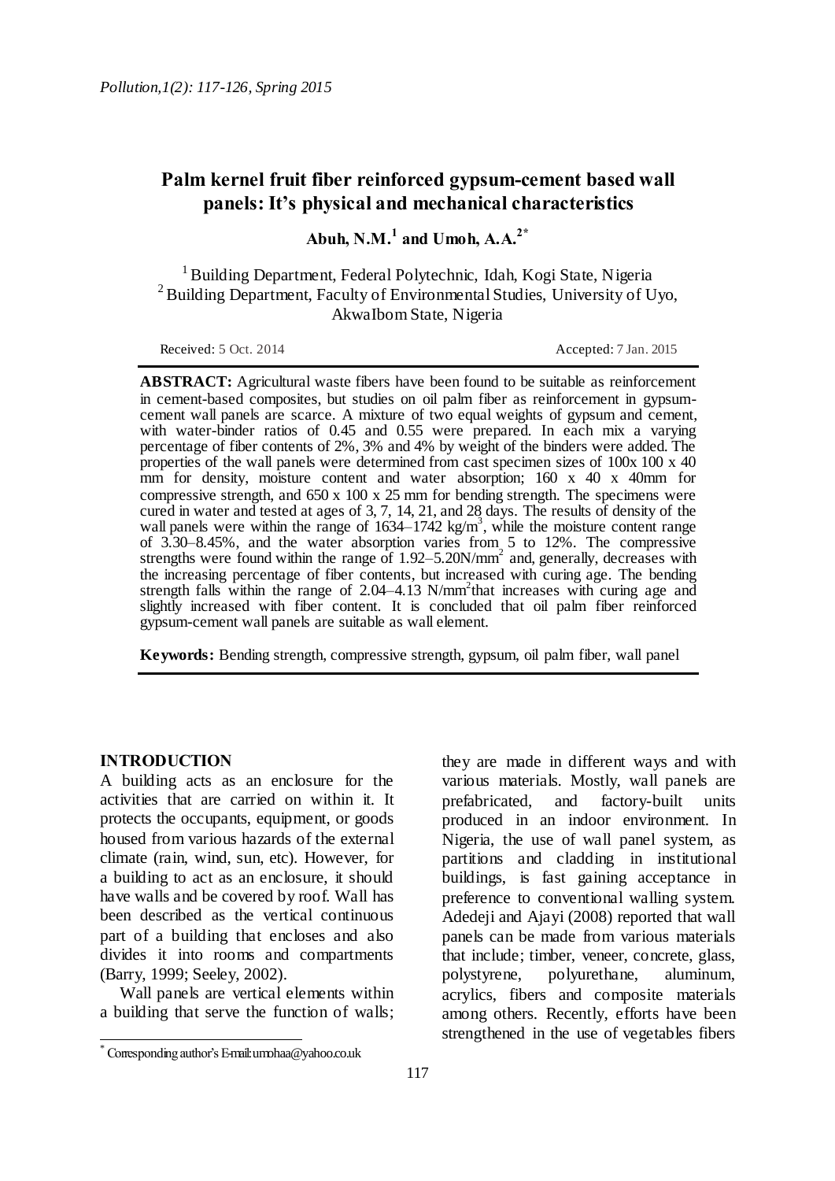# Palm kernel fruit fiber reinforced gypsum-cement based wall panels: It's physical and mechanical characteristics

**Abuh, N.M.[1] and Umoh, A.A.[2*]**

[1] Building Department, Federal Polytechnic, Idah, Kogi State, Nigeria
[2] Building Department, Faculty of Environmental Studies, University of Uyo, AkwaIbom State, Nigeria

Received: 5 Oct. 2014 Accepted: 7 Jan. 2015

**ABSTRACT:** Agricultural waste fibers have been found to be suitable as reinforcement in cement-based composites, but studies on oil palm fiber as reinforcement in gypsum-cement wall panels are scarce. A mixture of two equal weights of gypsum and cement, with water-binder ratios of 0.45 and 0.55 were prepared. In each mix a varying percentage of fiber contents of 2%, 3% and 4% by weight of the binders were added. The properties of the wall panels were determined from cast specimen sizes of 100x 100 x 40 mm for density, moisture content and water absorption; 160 x 40 x 40mm for compressive strength, and 650 x 100 x 25 mm for bending strength. The specimens were cured in water and tested at ages of 3, 7, 14, 21, and 28 days. The results of density of the wall panels were within the range of 1634–1742 kg/m$^3$, while the moisture content range of 3.30–8.45%, and the water absorption varies from 5 to 12%. The compressive strengths were found within the range of 1.92–5.20N/mm$^2$ and, generally, decreases with the increasing percentage of fiber contents, but increased with curing age. The bending strength falls within the range of 2.04–4.13 N/mm$^2$that increases with curing age and slightly increased with fiber content. It is concluded that oil palm fiber reinforced gypsum-cement wall panels are suitable as wall element.

**Keywords:** Bending strength, compressive strength, gypsum, oil palm fiber, wall panel

## INTRODUCTION

A building acts as an enclosure for the activities that are carried on within it. It protects the occupants, equipment, or goods housed from various hazards of the external climate (rain, wind, sun, etc). However, for a building to act as an enclosure, it should have walls and be covered by roof. Wall has been described as the vertical continuous part of a building that encloses and also divides it into rooms and compartments (Barry, 1999; Seeley, 2002).

Wall panels are vertical elements within a building that serve the function of walls; they are made in different ways and with various materials. Mostly, wall panels are prefabricated, and factory-built units produced in an indoor environment. In Nigeria, the use of wall panel system, as partitions and cladding in institutional buildings, is fast gaining acceptance in preference to conventional walling system. Adedeji and Ajayi (2008) reported that wall panels can be made from various materials that include; timber, veneer, concrete, glass, polystyrene, polyurethane, aluminum, acrylics, fibers and composite materials among others. Recently, efforts have been strengthened in the use of vegetables fibers

* Corresponding author's E-mail: umohaa@yahoo.co.uk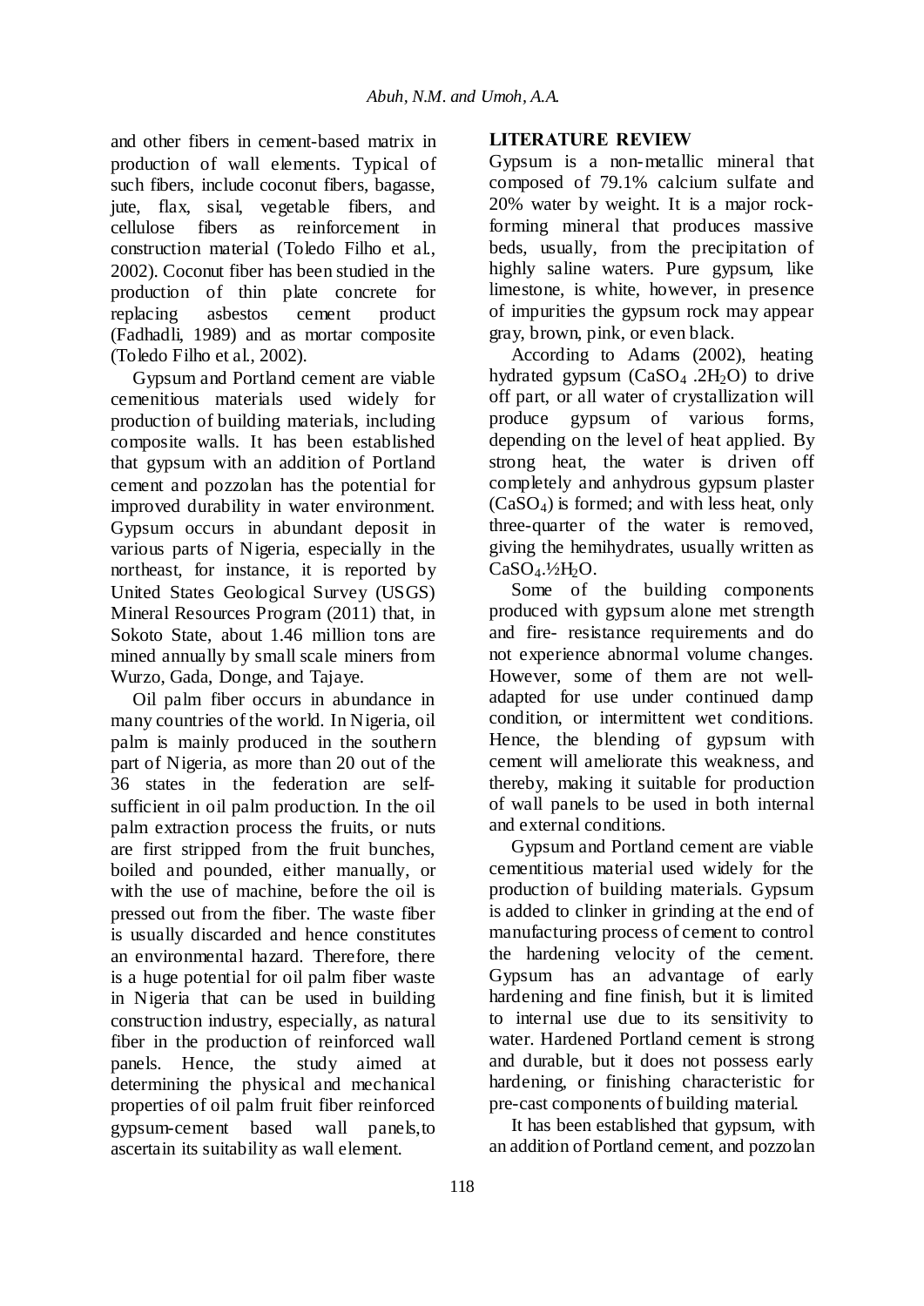and other fibers in cement-based matrix in production of wall elements. Typical of such fibers, include coconut fibers, bagasse, jute, flax, sisal, vegetable fibers, and cellulose fibers as reinforcement in construction material (Toledo Filho et al., 2002). Coconut fiber has been studied in the production of thin plate concrete for replacing asbestos cement product (Fadhadli, 1989) and as mortar composite (Toledo Filho et al., 2002).

Gypsum and Portland cement are viable cemenitious materials used widely for production of building materials, including composite walls. It has been established that gypsum with an addition of Portland cement and pozzolan has the potential for improved durability in water environment. Gypsum occurs in abundant deposit in various parts of Nigeria, especially in the northeast, for instance, it is reported by United States Geological Survey (USGS) Mineral Resources Program (2011) that, in Sokoto State, about 1.46 million tons are mined annually by small scale miners from Wurzo, Gada, Donge, and Tajaye.

Oil palm fiber occurs in abundance in many countries of the world. In Nigeria, oil palm is mainly produced in the southern part of Nigeria, as more than 20 out of the 36 states in the federation are self-sufficient in oil palm production. In the oil palm extraction process the fruits, or nuts are first stripped from the fruit bunches, boiled and pounded, either manually, or with the use of machine, before the oil is pressed out from the fiber. The waste fiber is usually discarded and hence constitutes an environmental hazard. Therefore, there is a huge potential for oil palm fiber waste in Nigeria that can be used in building construction industry, especially, as natural fiber in the production of reinforced wall panels. Hence, the study aimed at determining the physical and mechanical properties of oil palm fruit fiber reinforced gypsum-cement based wall panels,to ascertain its suitability as wall element.

## LITERATURE REVIEW

Gypsum is a non-metallic mineral that composed of 79.1% calcium sulfate and 20% water by weight. It is a major rock-forming mineral that produces massive beds, usually, from the precipitation of highly saline waters. Pure gypsum, like limestone, is white, however, in presence of impurities the gypsum rock may appear gray, brown, pink, or even black.

According to Adams (2002), heating hydrated gypsum ($CaSO_4 .2H_2O$) to drive off part, or all water of crystallization will produce gypsum of various forms, depending on the level of heat applied. By strong heat, the water is driven off completely and anhydrous gypsum plaster ($CaSO_4$) is formed; and with less heat, only three-quarter of the water is removed, giving the hemihydrates, usually written as $CaSO_4.½H_2O$.

Some of the building components produced with gypsum alone met strength and fire- resistance requirements and do not experience abnormal volume changes. However, some of them are not well-adapted for use under continued damp condition, or intermittent wet conditions. Hence, the blending of gypsum with cement will ameliorate this weakness, and thereby, making it suitable for production of wall panels to be used in both internal and external conditions.

Gypsum and Portland cement are viable cementitious material used widely for the production of building materials. Gypsum is added to clinker in grinding at the end of manufacturing process of cement to control the hardening velocity of the cement. Gypsum has an advantage of early hardening and fine finish, but it is limited to internal use due to its sensitivity to water. Hardened Portland cement is strong and durable, but it does not possess early hardening, or finishing characteristic for pre-cast components of building material.

It has been established that gypsum, with an addition of Portland cement, and pozzolan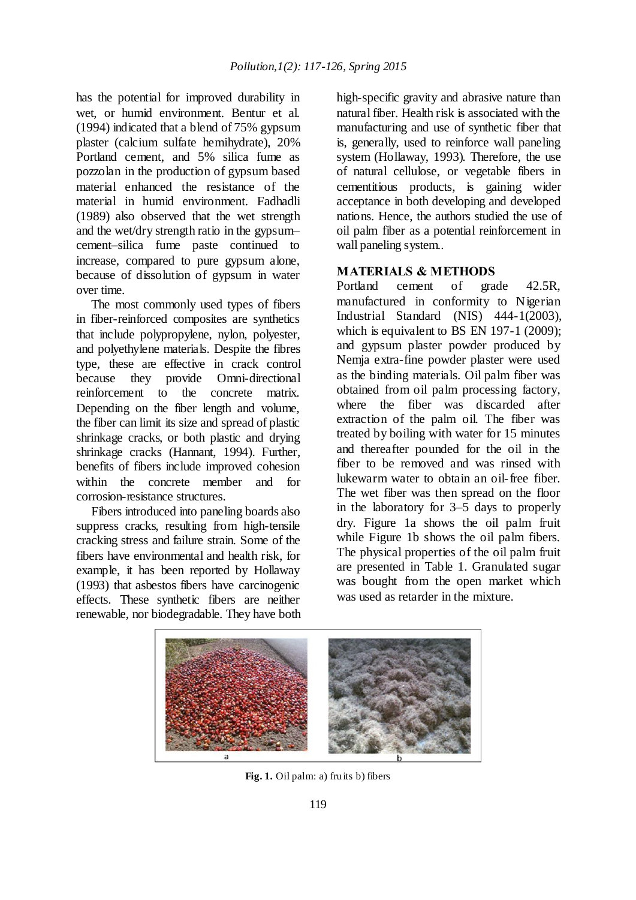has the potential for improved durability in wet, or humid environment. Bentur et al. (1994) indicated that a blend of 75% gypsum plaster (calcium sulfate hemihydrate), 20% Portland cement, and 5% silica fume as pozzolan in the production of gypsum based material enhanced the resistance of the material in humid environment. Fadhadli (1989) also observed that the wet strength and the wet/dry strength ratio in the gypsum–cement–silica fume paste continued to increase, compared to pure gypsum alone, because of dissolution of gypsum in water over time.

The most commonly used types of fibers in fiber-reinforced composites are synthetics that include polypropylene, nylon, polyester, and polyethylene materials. Despite the fibres type, these are effective in crack control because they provide Omni-directional reinforcement to the concrete matrix. Depending on the fiber length and volume, the fiber can limit its size and spread of plastic shrinkage cracks, or both plastic and drying shrinkage cracks (Hannant, 1994). Further, benefits of fibers include improved cohesion within the concrete member and for corrosion-resistance structures.

Fibers introduced into paneling boards also suppress cracks, resulting from high-tensile cracking stress and failure strain. Some of the fibers have environmental and health risk, for example, it has been reported by Hollaway (1993) that asbestos fibers have carcinogenic effects. These synthetic fibers are neither renewable, nor biodegradable. They have both high-specific gravity and abrasive nature than natural fiber. Health risk is associated with the manufacturing and use of synthetic fiber that is, generally, used to reinforce wall paneling system (Hollaway, 1993). Therefore, the use of natural cellulose, or vegetable fibers in cementitious products, is gaining wider acceptance in both developing and developed nations. Hence, the authors studied the use of oil palm fiber as a potential reinforcement in wall paneling system..

## MATERIALS & METHODS

Portland cement of grade 42.5R, manufactured in conformity to Nigerian Industrial Standard (NIS) 444-1(2003), which is equivalent to BS EN 197-1 (2009); and gypsum plaster powder produced by Nemja extra-fine powder plaster were used as the binding materials. Oil palm fiber was obtained from oil palm processing factory, where the fiber was discarded after extraction of the palm oil. The fiber was treated by boiling with water for 15 minutes and thereafter pounded for the oil in the fiber to be removed and was rinsed with lukewarm water to obtain an oil-free fiber. The wet fiber was then spread on the floor in the laboratory for 3–5 days to properly dry. Figure 1a shows the oil palm fruit while Figure 1b shows the oil palm fibers. The physical properties of the oil palm fruit are presented in Table 1. Granulated sugar was bought from the open market which was used as retarder in the mixture.

**Fig. 1.** Oil palm: a) fruits b) fibers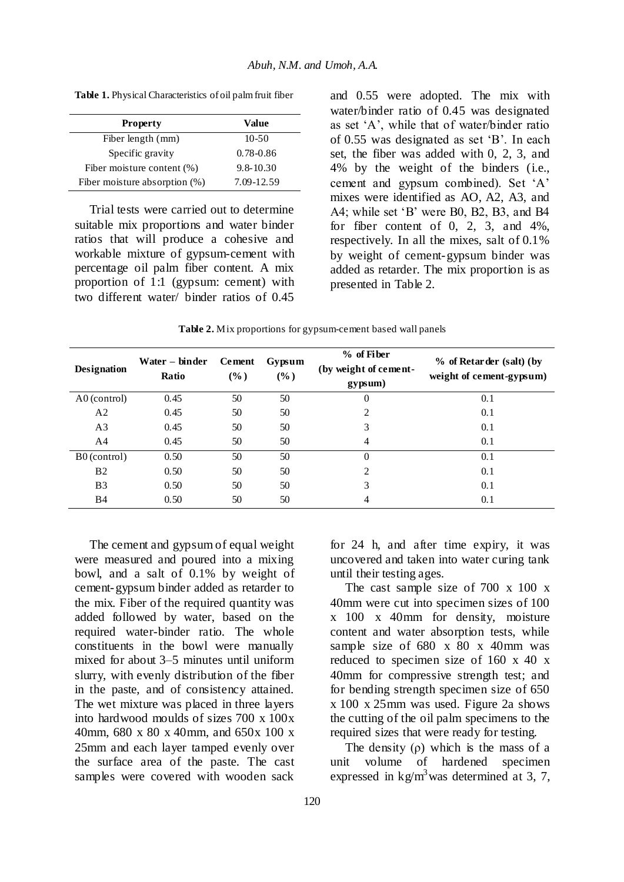**Table 1.** Physical Characteristics of oil palm fruit fiber

| Property | Value |
|---|---|
| Fiber length (mm) | 10-50 |
| Specific gravity | 0.78-0.86 |
| Fiber moisture content (%) | 9.8-10.30 |
| Fiber moisture absorption (%) | 7.09-12.59 |

Trial tests were carried out to determine suitable mix proportions and water binder ratios that will produce a cohesive and workable mixture of gypsum-cement with percentage oil palm fiber content. A mix proportion of 1:1 (gypsum: cement) with two different water/ binder ratios of 0.45 and 0.55 were adopted. The mix with water/binder ratio of 0.45 was designated as set 'A', while that of water/binder ratio of 0.55 was designated as set 'B'. In each set, the fiber was added with 0, 2, 3, and 4% by the weight of the binders (i.e., cement and gypsum combined). Set 'A' mixes were identified as AO, A2, A3, and A4; while set 'B' were B0, B2, B3, and B4 for fiber content of 0, 2, 3, and 4%, respectively. In all the mixes, salt of 0.1% by weight of cement-gypsum binder was added as retarder. The mix proportion is as presented in Table 2.

**Table 2.** Mix proportions for gypsum-cement based wall panels

| Designation | Water – binder Ratio | Cement (%) | Gypsum (%) | % of Fiber (by weight of cement-gypsum) | % of Retarder (salt) (by weight of cement-gypsum) |
|---|---|---|---|---|---|
| A0 (control) | 0.45 | 50 | 50 | 0 | 0.1 |
| A2 | 0.45 | 50 | 50 | 2 | 0.1 |
| A3 | 0.45 | 50 | 50 | 3 | 0.1 |
| A4 | 0.45 | 50 | 50 | 4 | 0.1 |
| B0 (control) | 0.50 | 50 | 50 | 0 | 0.1 |
| B2 | 0.50 | 50 | 50 | 2 | 0.1 |
| B3 | 0.50 | 50 | 50 | 3 | 0.1 |
| B4 | 0.50 | 50 | 50 | 4 | 0.1 |

The cement and gypsum of equal weight were measured and poured into a mixing bowl, and a salt of 0.1% by weight of cement-gypsum binder added as retarder to the mix. Fiber of the required quantity was added followed by water, based on the required water-binder ratio. The whole constituents in the bowl were manually mixed for about 3–5 minutes until uniform slurry, with evenly distribution of the fiber in the paste, and of consistency attained. The wet mixture was placed in three layers into hardwood moulds of sizes 700 x 100x 40mm, 680 x 80 x 40mm, and 650x 100 x 25mm and each layer tamped evenly over the surface area of the paste. The cast samples were covered with wooden sack for 24 h, and after time expiry, it was uncovered and taken into water curing tank until their testing ages.

The cast sample size of 700 x 100 x 40mm were cut into specimen sizes of 100 x 100 x 40mm for density, moisture content and water absorption tests, while sample size of 680 x 80 x 40mm was reduced to specimen size of 160 x 40 x 40mm for compressive strength test; and for bending strength specimen size of 650 x 100 x 25mm was used. Figure 2a shows the cutting of the oil palm specimens to the required sizes that were ready for testing.

The density ($\rho$) which is the mass of a unit volume of hardened specimen expressed in $kg/m^3$ was determined at 3, 7,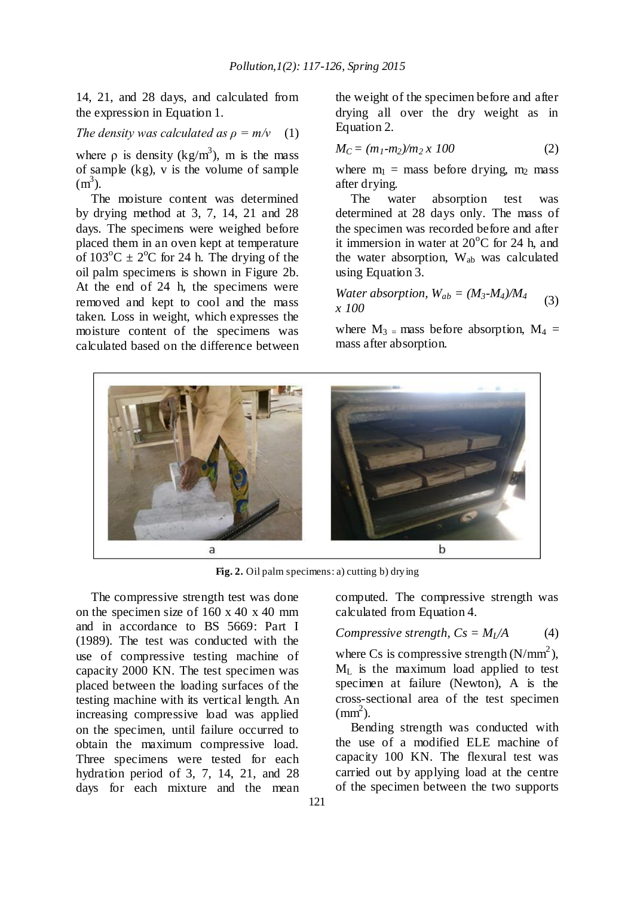14, 21, and 28 days, and calculated from the expression in Equation 1.

*The density was calculated as* $\rho = m/v$ (1)

where $\rho$ is density (kg/m$^3$), m is the mass of sample (kg), v is the volume of sample (m$^3$).

The moisture content was determined by drying method at 3, 7, 14, 21 and 28 days. The specimens were weighed before placed them in an oven kept at temperature of 103$^o$C ± 2$^o$C for 24 h. The drying of the oil palm specimens is shown in Figure 2b. At the end of 24 h, the specimens were removed and kept to cool and the mass taken. Loss in weight, which expresses the moisture content of the specimens was calculated based on the difference between the weight of the specimen before and after drying all over the dry weight as in Equation 2.

$$M_C = (m_1-m_2)/m_2 \times 100 \quad (2)$$

where $m_1$ = mass before drying, $m_2$ mass after drying.

The water absorption test was determined at 28 days only. The mass of the specimen was recorded before and after it immersion in water at 20$^o$C for 24 h, and the water absorption, $W_{ab}$ was calculated using Equation 3.

$$\text{Water absorption, } W_{ab} = (M_3-M_4)/M_4 \times 100 \quad (3)$$

where $M_3$ = mass before absorption, $M_4$ = mass after absorption.

**Fig. 2.** Oil palm specimens: a) cutting b) drying

The compressive strength test was done on the specimen size of 160 x 40 x 40 mm and in accordance to BS 5669: Part I (1989). The test was conducted with the use of compressive testing machine of capacity 2000 KN. The test specimen was placed between the loading surfaces of the testing machine with its vertical length. An increasing compressive load was applied on the specimen, until failure occurred to obtain the maximum compressive load. Three specimens were tested for each hydration period of 3, 7, 14, 21, and 28 days for each mixture and the mean computed. The compressive strength was calculated from Equation 4.

$$\text{Compressive strength, } Cs = M_L/A \quad (4)$$

where Cs is compressive strength (N/mm$^2$), $M_L$ is the maximum load applied to test specimen at failure (Newton), A is the cross-sectional area of the test specimen (mm$^2$).

Bending strength was conducted with the use of a modified ELE machine of capacity 100 KN. The flexural test was carried out by applying load at the centre of the specimen between the two supports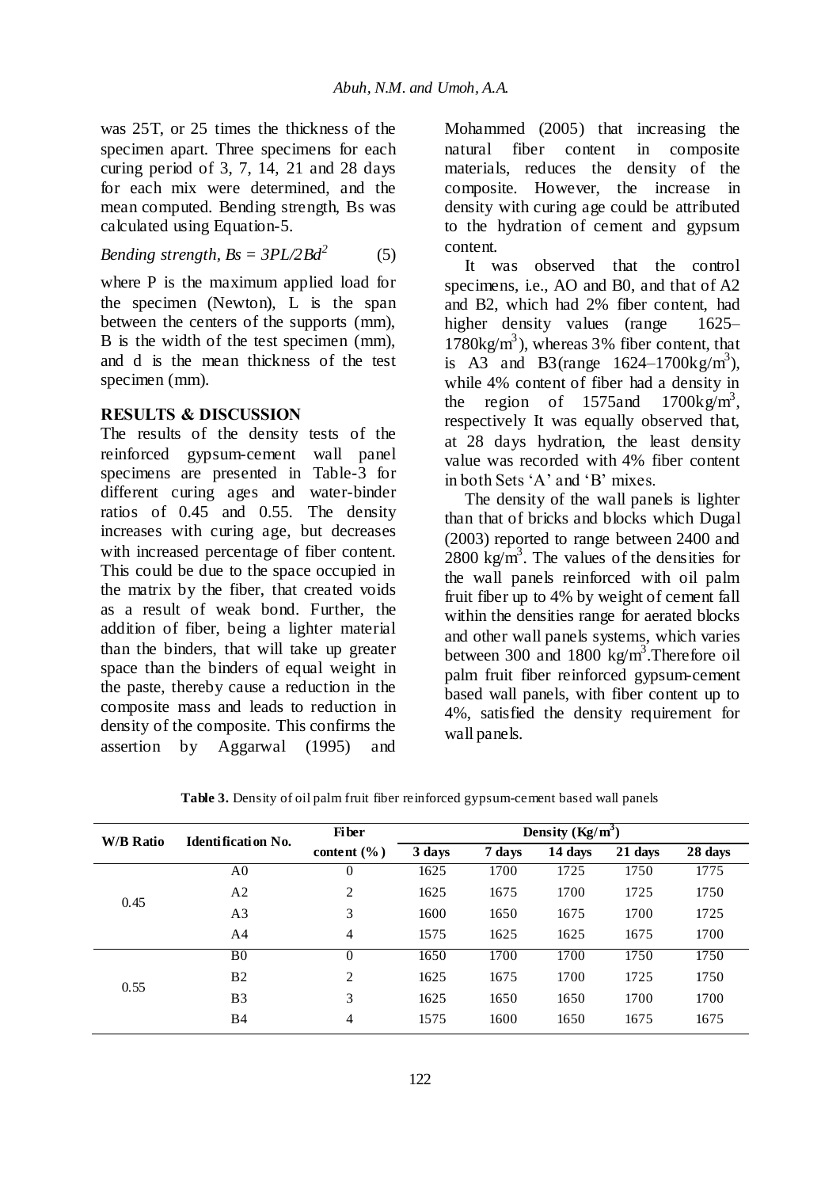was 25T, or 25 times the thickness of the specimen apart. Three specimens for each curing period of 3, 7, 14, 21 and 28 days for each mix were determined, and the mean computed. Bending strength, Bs was calculated using Equation-5.

$$\text{Bending strength, } Bs = 3PL/2Bd^2 \qquad (5)$$

where P is the maximum applied load for the specimen (Newton), L is the span between the centers of the supports (mm), B is the width of the test specimen (mm), and d is the mean thickness of the test specimen (mm).

## RESULTS & DISCUSSION

The results of the density tests of the reinforced gypsum-cement wall panel specimens are presented in Table-3 for different curing ages and water-binder ratios of 0.45 and 0.55. The density increases with curing age, but decreases with increased percentage of fiber content. This could be due to the space occupied in the matrix by the fiber, that created voids as a result of weak bond. Further, the addition of fiber, being a lighter material than the binders, that will take up greater space than the binders of equal weight in the paste, thereby cause a reduction in the composite mass and leads to reduction in density of the composite. This confirms the assertion by Aggarwal (1995) and Mohammed (2005) that increasing the natural fiber content in composite materials, reduces the density of the composite. However, the increase in density with curing age could be attributed to the hydration of cement and gypsum content.

It was observed that the control specimens, i.e., AO and B0, and that of A2 and B2, which had 2% fiber content, had higher density values (range 1625–1780kg/m$^3$), whereas 3% fiber content, that is A3 and B3(range 1624–1700kg/m$^3$), while 4% content of fiber had a density in the region of 1575and 1700kg/m$^3$, respectively It was equally observed that, at 28 days hydration, the least density value was recorded with 4% fiber content in both Sets 'A' and 'B' mixes.

The density of the wall panels is lighter than that of bricks and blocks which Dugal (2003) reported to range between 2400 and 2800 kg/m$^3$. The values of the densities for the wall panels reinforced with oil palm fruit fiber up to 4% by weight of cement fall within the densities range for aerated blocks and other wall panels systems, which varies between 300 and 1800 kg/m$^3$.Therefore oil palm fruit fiber reinforced gypsum-cement based wall panels, with fiber content up to 4%, satisfied the density requirement for wall panels.

**Table 3.** Density of oil palm fruit fiber reinforced gypsum-cement based wall panels

| W/B Ratio | Identification No. | Fiber content (%) | Density (Kg/m$^3$) | | | | |
|---|---|---|---|---|---|---|---|
| | | | 3 days | 7 days | 14 days | 21 days | 28 days |
| 0.45 | A0 | 0 | 1625 | 1700 | 1725 | 1750 | 1775 |
| | A2 | 2 | 1625 | 1675 | 1700 | 1725 | 1750 |
| | A3 | 3 | 1600 | 1650 | 1675 | 1700 | 1725 |
| | A4 | 4 | 1575 | 1625 | 1625 | 1675 | 1700 |
| 0.55 | B0 | 0 | 1650 | 1700 | 1700 | 1750 | 1750 |
| | B2 | 2 | 1625 | 1675 | 1700 | 1725 | 1750 |
| | B3 | 3 | 1625 | 1650 | 1650 | 1700 | 1700 |
| | B4 | 4 | 1575 | 1600 | 1650 | 1675 | 1675 |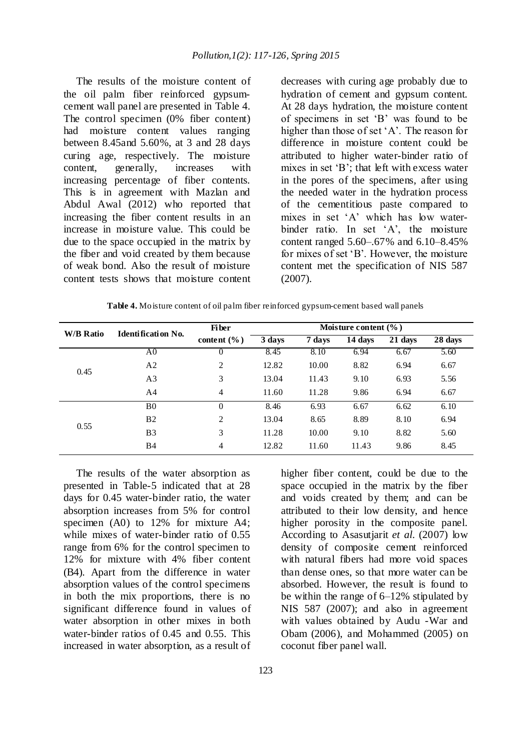The results of the moisture content of the oil palm fiber reinforced gypsum-cement wall panel are presented in Table 4. The control specimen (0% fiber content) had moisture content values ranging between 8.45and 5.60%, at 3 and 28 days curing age, respectively. The moisture content, generally, increases with increasing percentage of fiber contents. This is in agreement with Mazlan and Abdul Awal (2012) who reported that increasing the fiber content results in an increase in moisture value. This could be due to the space occupied in the matrix by the fiber and void created by them because of weak bond. Also the result of moisture content tests shows that moisture content decreases with curing age probably due to hydration of cement and gypsum content. At 28 days hydration, the moisture content of specimens in set 'B' was found to be higher than those of set 'A'. The reason for difference in moisture content could be attributed to higher water-binder ratio of mixes in set 'B'; that left with excess water in the pores of the specimens, after using the needed water in the hydration process of the cementitious paste compared to mixes in set 'A' which has low water-binder ratio. In set 'A', the moisture content ranged 5.60–.67% and 6.10–8.45% for mixes of set 'B'. However, the moisture content met the specification of NIS 587 (2007).

**Table 4.** Moisture content of oil palm fiber reinforced gypsum-cement based wall panels

| W/B Ratio | Identification No. | Fiber content (%) | Moisture content (%) | | | | |
|---|---|---|---|---|---|---|---|
| | | | 3 days | 7 days | 14 days | 21 days | 28 days |
| 0.45 | A0 | 0 | 8.45 | 8.10 | 6.94 | 6.67 | 5.60 |
| | A2 | 2 | 12.82 | 10.00 | 8.82 | 6.94 | 6.67 |
| | A3 | 3 | 13.04 | 11.43 | 9.10 | 6.93 | 5.56 |
| | A4 | 4 | 11.60 | 11.28 | 9.86 | 6.94 | 6.67 |
| 0.55 | B0 | 0 | 8.46 | 6.93 | 6.67 | 6.62 | 6.10 |
| | B2 | 2 | 13.04 | 8.65 | 8.89 | 8.10 | 6.94 |
| | B3 | 3 | 11.28 | 10.00 | 9.10 | 8.82 | 5.60 |
| | B4 | 4 | 12.82 | 11.60 | 11.43 | 9.86 | 8.45 |

The results of the water absorption as presented in Table-5 indicated that at 28 days for 0.45 water-binder ratio, the water absorption increases from 5% for control specimen (A0) to 12% for mixture A4; while mixes of water-binder ratio of 0.55 range from 6% for the control specimen to 12% for mixture with 4% fiber content (B4). Apart from the difference in water absorption values of the control specimens in both the mix proportions, there is no significant difference found in values of water absorption in other mixes in both water-binder ratios of 0.45 and 0.55. This increased in water absorption, as a result of higher fiber content, could be due to the space occupied in the matrix by the fiber and voids created by them; and can be attributed to their low density, and hence higher porosity in the composite panel. According to Asasutjarit *et al.* (2007) low density of composite cement reinforced with natural fibers had more void spaces than dense ones, so that more water can be absorbed. However, the result is found to be within the range of 6–12% stipulated by NIS 587 (2007); and also in agreement with values obtained by Audu -War and Obam (2006), and Mohammed (2005) on coconut fiber panel wall.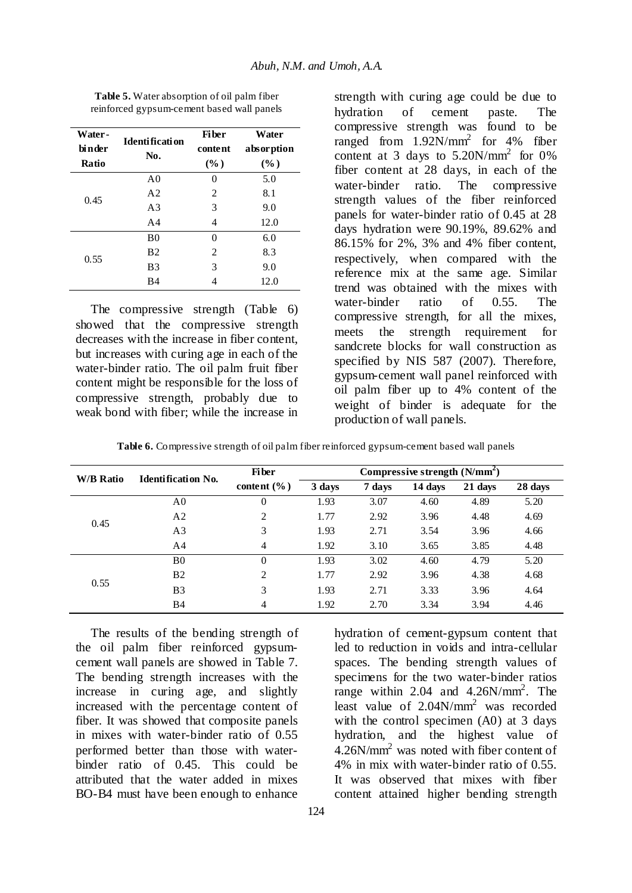**Table 5.** Water absorption of oil palm fiber reinforced gypsum-cement based wall panels

| Water-binder Ratio | Identification No. | Fiber content (%) | Water absorption (%) |
|---|---|---|---|
| 0.45 | A0 | 0 | 5.0 |
| | A2 | 2 | 8.1 |
| | A3 | 3 | 9.0 |
| | A4 | 4 | 12.0 |
| 0.55 | B0 | 0 | 6.0 |
| | B2 | 2 | 8.3 |
| | B3 | 3 | 9.0 |
| | B4 | 4 | 12.0 |

The compressive strength (Table 6) showed that the compressive strength decreases with the increase in fiber content, but increases with curing age in each of the water-binder ratio. The oil palm fruit fiber content might be responsible for the loss of compressive strength, probably due to weak bond with fiber; while the increase in strength with curing age could be due to hydration of cement paste. The compressive strength was found to be ranged from 1.92N/mm$^2$ for 4% fiber content at 3 days to 5.20N/mm$^2$ for 0% fiber content at 28 days, in each of the water-binder ratio. The compressive strength values of the fiber reinforced panels for water-binder ratio of 0.45 at 28 days hydration were 90.19%, 89.62% and 86.15% for 2%, 3% and 4% fiber content, respectively, when compared with the reference mix at the same age. Similar trend was obtained with the mixes with water-binder ratio of 0.55. The compressive strength, for all the mixes, meets the strength requirement for sandcrete blocks for wall construction as specified by NIS 587 (2007). Therefore, gypsum-cement wall panel reinforced with oil palm fiber up to 4% content of the weight of binder is adequate for the production of wall panels.

**Table 6.** Compressive strength of oil palm fiber reinforced gypsum-cement based wall panels

| W/B Ratio | Identification No. | Fiber content (%) | Compressive strength (N/mm$^2$) | | | | |
|---|---|---|---|---|---|---|---|
| | | | 3 days | 7 days | 14 days | 21 days | 28 days |
| 0.45 | A0 | 0 | 1.93 | 3.07 | 4.60 | 4.89 | 5.20 |
| | A2 | 2 | 1.77 | 2.92 | 3.96 | 4.48 | 4.69 |
| | A3 | 3 | 1.93 | 2.71 | 3.54 | 3.96 | 4.66 |
| | A4 | 4 | 1.92 | 3.10 | 3.65 | 3.85 | 4.48 |
| 0.55 | B0 | 0 | 1.93 | 3.02 | 4.60 | 4.79 | 5.20 |
| | B2 | 2 | 1.77 | 2.92 | 3.96 | 4.38 | 4.68 |
| | B3 | 3 | 1.93 | 2.71 | 3.33 | 3.96 | 4.64 |
| | B4 | 4 | 1.92 | 2.70 | 3.34 | 3.94 | 4.46 |

The results of the bending strength of the oil palm fiber reinforced gypsum-cement wall panels are showed in Table 7. The bending strength increases with the increase in curing age, and slightly increased with the percentage content of fiber. It was showed that composite panels in mixes with water-binder ratio of 0.55 performed better than those with water-binder ratio of 0.45. This could be attributed that the water added in mixes BO-B4 must have been enough to enhance hydration of cement-gypsum content that led to reduction in voids and intra-cellular spaces. The bending strength values of specimens for the two water-binder ratios range within 2.04 and 4.26N/mm$^2$. The least value of 2.04N/mm$^2$ was recorded with the control specimen (A0) at 3 days hydration, and the highest value of 4.26N/mm$^2$ was noted with fiber content of 4% in mix with water-binder ratio of 0.55. It was observed that mixes with fiber content attained higher bending strength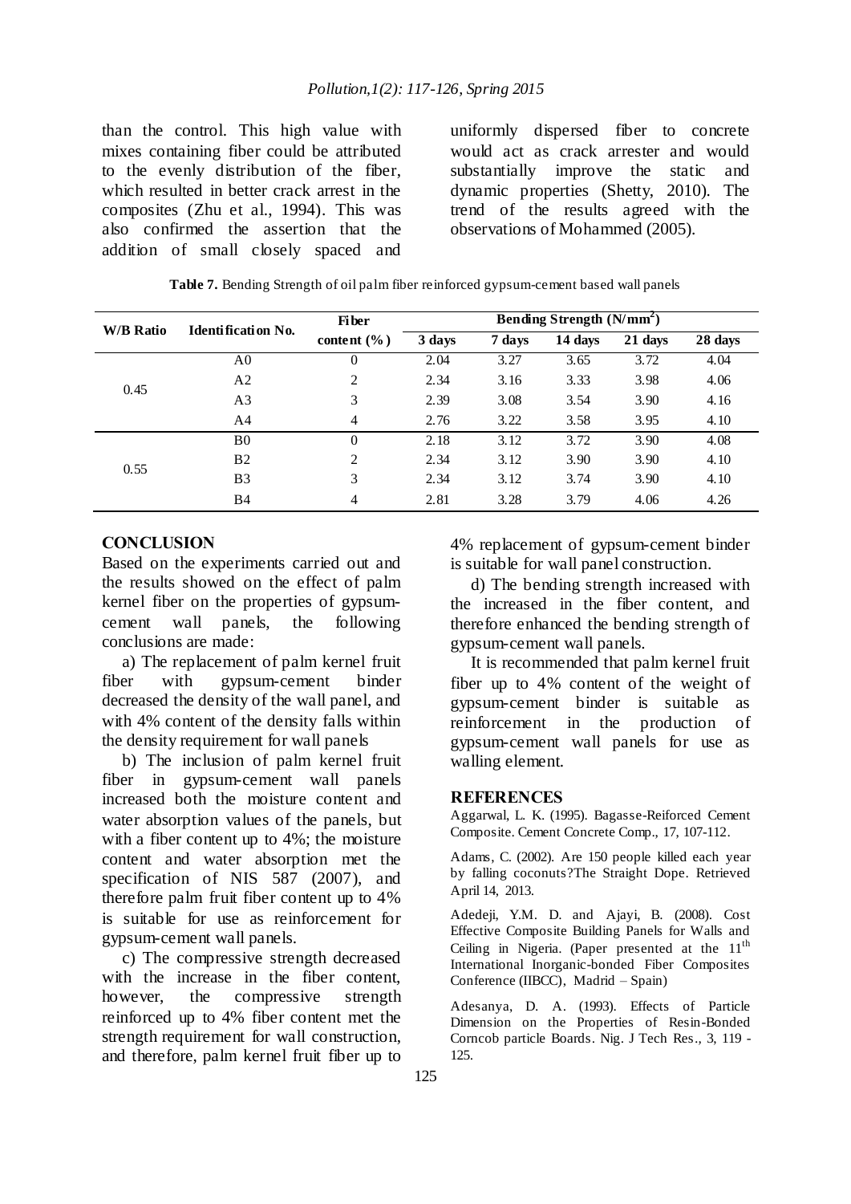than the control. This high value with mixes containing fiber could be attributed to the evenly distribution of the fiber, which resulted in better crack arrest in the composites (Zhu et al., 1994). This was also confirmed the assertion that the addition of small closely spaced and uniformly dispersed fiber to concrete would act as crack arrester and would substantially improve the static and dynamic properties (Shetty, 2010). The trend of the results agreed with the observations of Mohammed (2005).

**Table 7.** Bending Strength of oil palm fiber reinforced gypsum-cement based wall panels

| W/B Ratio | Identification No. | Fiber content (%) | Bending Strength ($N/mm^2$) | | | | |
|---|---|---|---|---|---|---|---|
| | | | 3 days | 7 days | 14 days | 21 days | 28 days |
| 0.45 | A0 | 0 | 2.04 | 3.27 | 3.65 | 3.72 | 4.04 |
| | A2 | 2 | 2.34 | 3.16 | 3.33 | 3.98 | 4.06 |
| | A3 | 3 | 2.39 | 3.08 | 3.54 | 3.90 | 4.16 |
| | A4 | 4 | 2.76 | 3.22 | 3.58 | 3.95 | 4.10 |
| 0.55 | B0 | 0 | 2.18 | 3.12 | 3.72 | 3.90 | 4.08 |
| | B2 | 2 | 2.34 | 3.12 | 3.90 | 3.90 | 4.10 |
| | B3 | 3 | 2.34 | 3.12 | 3.74 | 3.90 | 4.10 |
| | B4 | 4 | 2.81 | 3.28 | 3.79 | 4.06 | 4.26 |

## CONCLUSION

Based on the experiments carried out and the results showed on the effect of palm kernel fiber on the properties of gypsum-cement wall panels, the following conclusions are made:

a) The replacement of palm kernel fruit fiber with gypsum-cement binder decreased the density of the wall panel, and with 4% content of the density falls within the density requirement for wall panels

b) The inclusion of palm kernel fruit fiber in gypsum-cement wall panels increased both the moisture content and water absorption values of the panels, but with a fiber content up to 4%; the moisture content and water absorption met the specification of NIS 587 (2007), and therefore palm fruit fiber content up to 4% is suitable for use as reinforcement for gypsum-cement wall panels.

c) The compressive strength decreased with the increase in the fiber content, however, the compressive strength reinforced up to 4% fiber content met the strength requirement for wall construction, and therefore, palm kernel fruit fiber up to 4% replacement of gypsum-cement binder is suitable for wall panel construction.

d) The bending strength increased with the increased in the fiber content, and therefore enhanced the bending strength of gypsum-cement wall panels.

It is recommended that palm kernel fruit fiber up to 4% content of the weight of gypsum-cement binder is suitable as reinforcement in the production of gypsum-cement wall panels for use as walling element.

## REFERENCES

Aggarwal, L. K. (1995). Bagasse-Reiforced Cement Composite. Cement Concrete Comp., 17, 107-112.

Adams, C. (2002). Are 150 people killed each year by falling coconuts?The Straight Dope. Retrieved April 14, 2013.

Adedeji, Y.M. D. and Ajayi, B. (2008). Cost Effective Composite Building Panels for Walls and Ceiling in Nigeria. (Paper presented at the 11th International Inorganic-bonded Fiber Composites Conference (IIBCC), Madrid – Spain)

Adesanya, D. A. (1993). Effects of Particle Dimension on the Properties of Resin-Bonded Corncob particle Boards. Nig. J Tech Res., 3, 119 - 125.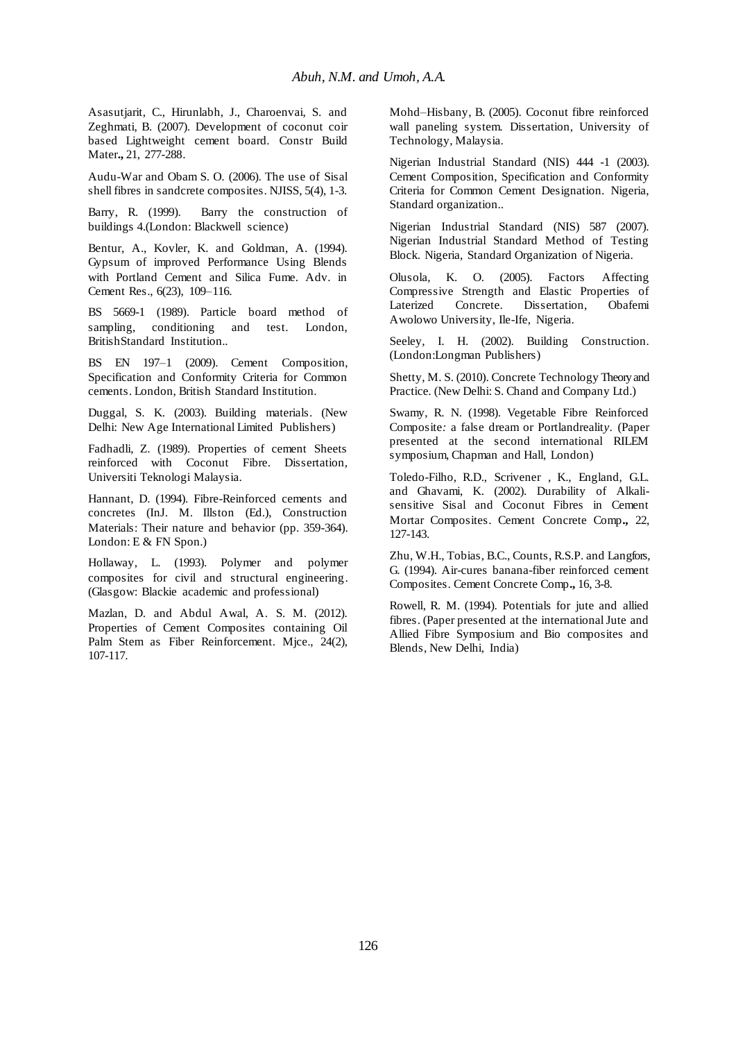Asasutjarit, C., Hirunlabh, J., Charoenvai, S. and Zeghmati, B. (2007). Development of coconut coir based Lightweight cement board. Constr Build Mater**.,** 21, 277-288.

Audu-War and Obam S. O. (2006). The use of Sisal shell fibres in sandcrete composites. NJISS, 5(4), 1-3.

Barry, R. (1999). Barry the construction of buildings 4.(London: Blackwell science)

Bentur, A., Kovler, K. and Goldman, A. (1994). Gypsum of improved Performance Using Blends with Portland Cement and Silica Fume. Adv. in Cement Res., 6(23), 109–116.

BS 5669-1 (1989). Particle board method of sampling, conditioning and test. London, BritishStandard Institution..

BS EN 197–1 (2009). Cement Composition, Specification and Conformity Criteria for Common cements. London, British Standard Institution.

Duggal, S. K. (2003). Building materials. (New Delhi: New Age International Limited Publishers)

Fadhadli, Z. (1989). Properties of cement Sheets reinforced with Coconut Fibre. Dissertation, Universiti Teknologi Malaysia.

Hannant, D. (1994). Fibre-Reinforced cements and concretes (InJ. M. Illston (Ed.), Construction Materials: Their nature and behavior (pp. 359-364). London: E & FN Spon.)

Hollaway, L. (1993). Polymer and polymer composites for civil and structural engineering. (Glasgow: Blackie academic and professional)

Mazlan, D. and Abdul Awal, A. S. M. (2012). Properties of Cement Composites containing Oil Palm Stem as Fiber Reinforcement. Mjce., 24(2), 107-117.

Mohd–Hisbany, B. (2005). Coconut fibre reinforced wall paneling system. Dissertation, University of Technology, Malaysia.

Nigerian Industrial Standard (NIS) 444 -1 (2003). Cement Composition, Specification and Conformity Criteria for Common Cement Designation. Nigeria, Standard organization..

Nigerian Industrial Standard (NIS) 587 (2007). Nigerian Industrial Standard Method of Testing Block. Nigeria, Standard Organization of Nigeria.

Olusola, K. O. (2005). Factors Affecting Compressive Strength and Elastic Properties of Laterized Concrete. Dissertation, Obafemi Awolowo University, Ile-Ife, Nigeria.

Seeley, I. H. (2002). Building Construction. (London:Longman Publishers)

Shetty, M. S. (2010). Concrete Technology Theory and Practice. (New Delhi: S. Chand and Company Ltd.)

Swamy, R. N. (1998). Vegetable Fibre Reinforced Composite*:* a false dream or Portlandrealit*y*. (Paper presented at the second international RILEM symposium, Chapman and Hall, London)

Toledo-Filho, R.D., Scrivener , K., England, G.L. and Ghavami, K. (2002). Durability of Alkali-sensitive Sisal and Coconut Fibres in Cement Mortar Composites. Cement Concrete Comp**.,** 22, 127-143.

Zhu, W.H., Tobias, B.C., Counts, R.S.P. and Langfors, G. (1994). Air-cures banana-fiber reinforced cement Composites. Cement Concrete Comp**.,** 16, 3-8.

Rowell, R. M. (1994). Potentials for jute and allied fibres. (Paper presented at the international Jute and Allied Fibre Symposium and Bio composites and Blends, New Delhi, India)